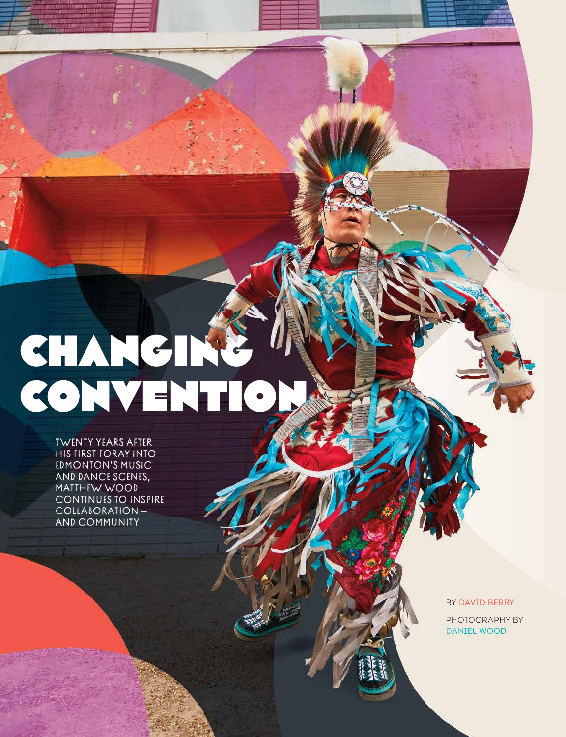# CHANGING CONVENTION

TWENTY YEARS AFTER HIS FIRST FORAY INTO EDMONTON'S MUSIC AND DANCE SCENES, MATTHEW WOOD CONTINUES TO INSPIRE COLLABORATION – AND COMMUNITY

BY DAVID BERRY

PHOTOGRAPHY BY DANIEL WOOD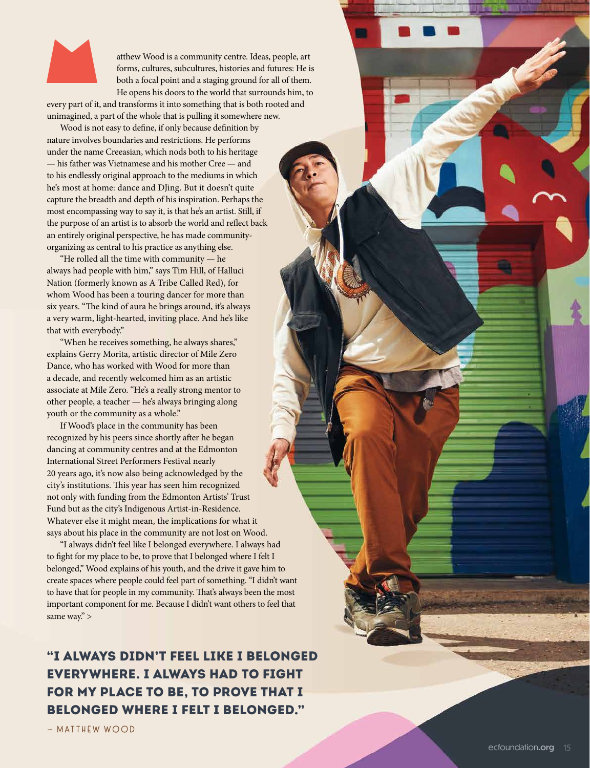Matthew Wood is a community centre. Ideas, people, art forms, cultures, subcultures, histories and futures: He is both a focal point and a staging ground for all of them. He opens his doors to the world that surrounds him, to every part of it, and transforms it into something that is both rooted and unimagined, a part of the whole that is pulling it somewhere new.

Wood is not easy to define, if only because definition by nature involves boundaries and restrictions. He performs under the name Creeasian, which nods both to his heritage — his father was Vietnamese and his mother Cree — and to his endlessly original approach to the mediums in which he's most at home: dance and DJing. But it doesn't quite capture the breadth and depth of his inspiration. Perhaps the most encompassing way to say it, is that he's an artist. Still, if the purpose of an artist is to absorb the world and reflect back an entirely original perspective, he has made community-organizing as central to his practice as anything else.

"He rolled all the time with community — he always had people with him," says Tim Hill, of Halluci Nation (formerly known as A Tribe Called Red), for whom Wood has been a touring dancer for more than six years. "The kind of aura he brings around, it's always a very warm, light-hearted, inviting place. And he's like that with everybody."

"When he receives something, he always shares," explains Gerry Morita, artistic director of Mile Zero Dance, who has worked with Wood for more than a decade, and recently welcomed him as an artistic associate at Mile Zero. "He's a really strong mentor to other people, a teacher — he's always bringing along youth or the community as a whole."

If Wood's place in the community has been recognized by his peers since shortly after he began dancing at community centres and at the Edmonton International Street Performers Festival nearly 20 years ago, it's now also being acknowledged by the city's institutions. This year has seen him recognized not only with funding from the Edmonton Artists' Trust Fund but as the city's Indigenous Artist-in-Residence. Whatever else it might mean, the implications for what it says about his place in the community are not lost on Wood.

"I always didn't feel like I belonged everywhere. I always had to fight for my place to be, to prove that I belonged where I felt I belonged," Wood explains of his youth, and the drive it gave him to create spaces where people could feel part of something. "I didn't want to have that for people in my community. That's always been the most important component for me. Because I didn't want others to feel that same way." >

**"I ALWAYS DIDN'T FEEL LIKE I BELONGED EVERYWHERE. I ALWAYS HAD TO FIGHT FOR MY PLACE TO BE, TO PROVE THAT I BELONGED WHERE I FELT I BELONGED."**

— MATTHEW WOOD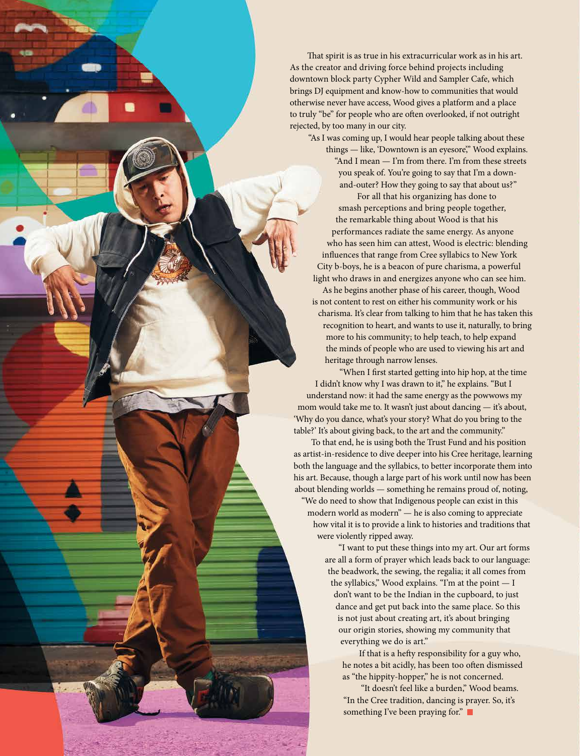That spirit is as true in his extracurricular work as in his art. As the creator and driving force behind projects including downtown block party Cypher Wild and Sampler Cafe, which brings DJ equipment and know-how to communities that would otherwise never have access, Wood gives a platform and a place to truly "be" for people who are often overlooked, if not outright rejected, by too many in our city.

"As I was coming up, I would hear people talking about these things — like, 'Downtown is an eyesore,'" Wood explains. "And I mean — I'm from there. I'm from these streets you speak of. You're going to say that I'm a down-and-outer? How they going to say that about us?"

For all that his organizing has done to smash perceptions and bring people together, the remarkable thing about Wood is that his performances radiate the same energy. As anyone who has seen him can attest, Wood is electric: blending influences that range from Cree syllabics to New York City b-boys, he is a beacon of pure charisma, a powerful light who draws in and energizes anyone who can see him.

As he begins another phase of his career, though, Wood is not content to rest on either his community work or his charisma. It's clear from talking to him that he has taken this recognition to heart, and wants to use it, naturally, to bring more to his community; to help teach, to help expand the minds of people who are used to viewing his art and heritage through narrow lenses.

"When I first started getting into hip hop, at the time I didn't know why I was drawn to it," he explains. "But I understand now: it had the same energy as the powwows my mom would take me to. It wasn't just about dancing — it's about, 'Why do you dance, what's your story? What do you bring to the table?' It's about giving back, to the art and the community."

To that end, he is using both the Trust Fund and his position as artist-in-residence to dive deeper into his Cree heritage, learning both the language and the syllabics, to better incorporate them into his art. Because, though a large part of his work until now has been about blending worlds — something he remains proud of, noting, "We do need to show that Indigenous people can exist in this modern world as modern" — he is also coming to appreciate how vital it is to provide a link to histories and traditions that were violently ripped away.

"I want to put these things into my art. Our art forms are all a form of prayer which leads back to our language: the beadwork, the sewing, the regalia; it all comes from the syllabics," Wood explains. "I'm at the point — I don't want to be the Indian in the cupboard, to just dance and get put back into the same place. So this is not just about creating art, it's about bringing our origin stories, showing my community that everything we do is art."

If that is a hefty responsibility for a guy who, he notes a bit acidly, has been too often dismissed as "the hippity-hopper," he is not concerned.

"It doesn't feel like a burden," Wood beams. "In the Cree tradition, dancing is prayer. So, it's something I've been praying for." ■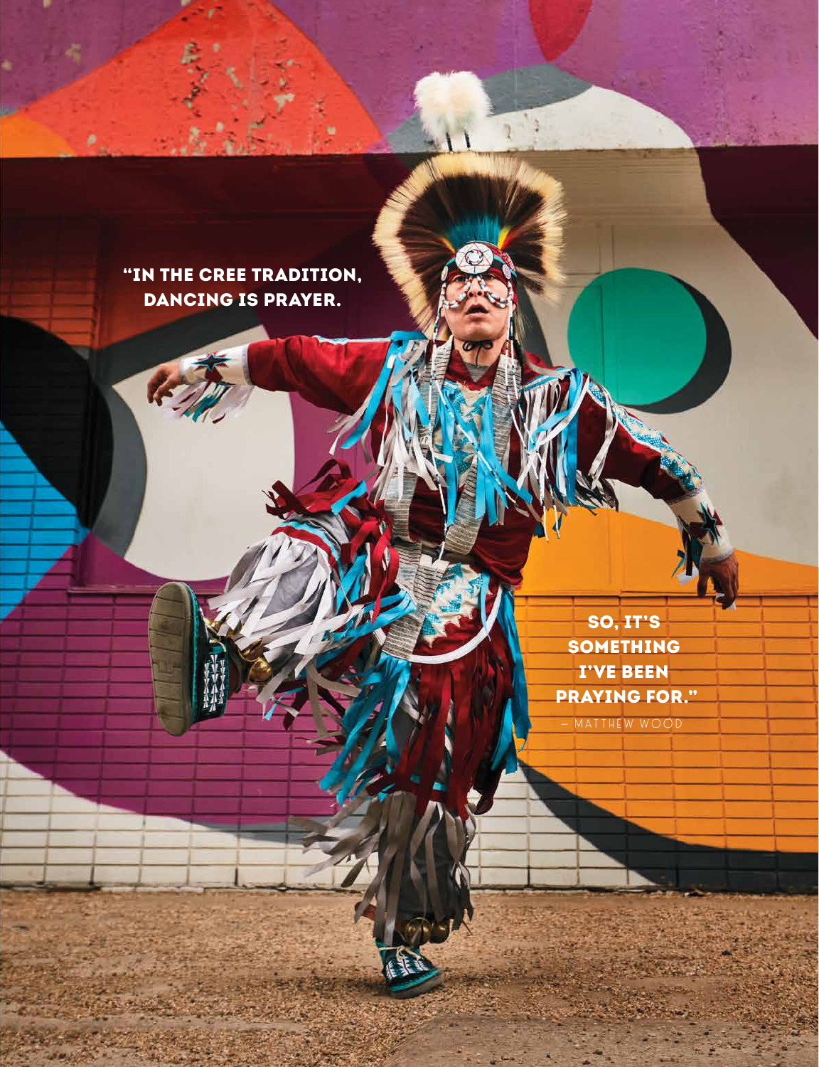**"IN THE CREE TRADITION, DANCING IS PRAYER.**

**SO, IT'S SOMETHING I'VE BEEN PRAYING FOR."**

– MATTHEW WOOD